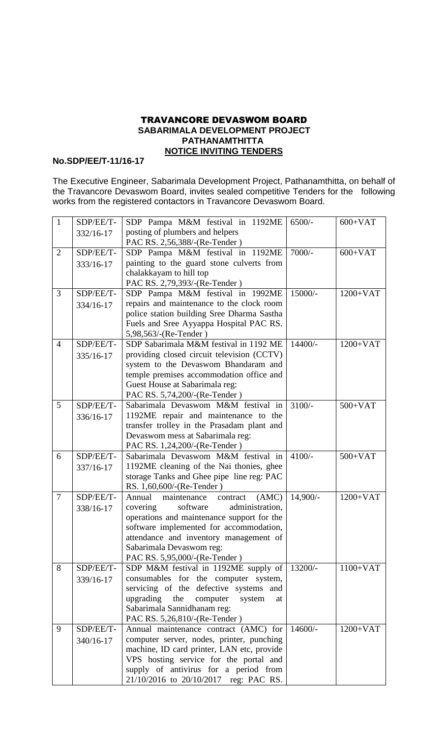# TRAVANCORE DEVASWOM BOARD
## SABARIMALA DEVELOPMENT PROJECT
## PATHANAMTHITTA
## NOTICE INVITING TENDERS

**No.SDP/EE/T-11/16-17**

The Executive Engineer, Sabarimala Development Project, Pathanamthitta, on behalf of the Travancore Devaswom Board, invites sealed competitive Tenders for the following works from the registered contactors in Travancore Devaswom Board.

| | | | | |
|---|---|---|---|---|
| 1 | SDP/EE/T-332/16-17 | SDP Pampa M&M festival in 1192ME posting of plumbers and helpers PAC RS. 2,56,388/-(Re-Tender ) | 6500/- | 600+VAT |
| 2 | SDP/EE/T-333/16-17 | SDP Pampa M&M festival in 1192ME painting to the guard stone culverts from chalakkayam to hill top PAC RS. 2,79,393/-(Re-Tender ) | 7000/- | 600+VAT |
| 3 | SDP/EE/T-334/16-17 | SDP Pampa M&M festival in 1992ME repairs and maintenance to the clock room police station building Sree Dharma Sastha Fuels and Sree Ayyappa Hospital PAC RS. 5,98,563/-(Re-Tender ) | 15000/- | 1200+VAT |
| 4 | SDP/EE/T-335/16-17 | SDP Sabarimala M&M festival in 1192 ME providing closed circuit television (CCTV) system to the Devaswom Bhandaram and temple premises accommodation office and Guest House at Sabarimala reg: PAC RS. 5,74,200/-(Re-Tender ) | 14400/- | 1200+VAT |
| 5 | SDP/EE/T-336/16-17 | Sabarimala Devaswom M&M festival in 1192ME repair and maintenance to the transfer trolley in the Prasadam plant and Devaswom mess at Sabarimala reg: PAC RS. 1,24,200/-(Re-Tender ) | 3100/- | 500+VAT |
| 6 | SDP/EE/T-337/16-17 | Sabarimala Devaswom M&M festival in 1192ME cleaning of the Nai thonies, ghee storage Tanks and Ghee pipe line reg: PAC RS. 1,60,600/-(Re-Tender ) | 4100/- | 500+VAT |
| 7 | SDP/EE/T-338/16-17 | Annual maintenance contract (AMC) covering software administration, operations and maintenance support for the software implemented for accommodation, attendance and inventory management of Sabarimala Devaswom reg: PAC RS. 5,95,000/-(Re-Tender ) | 14,900/- | 1200+VAT |
| 8 | SDP/EE/T-339/16-17 | SDP M&M festival in 1192ME supply of consumables for the computer system, servicing of the defective systems and upgrading the computer system at Sabarimala Sannidhanam reg: PAC RS. 5,26,810/-(Re-Tender ) | 13200/- | 1100+VAT |
| 9 | SDP/EE/T-340/16-17 | Annual maintenance contract (AMC) for computer server, nodes, printer, punching machine, ID card printer, LAN etc, provide VPS hosting service for the portal and supply of antivirus for a period from 21/10/2016 to 20/10/2017 reg: PAC RS. | 14600/- | 1200+VAT |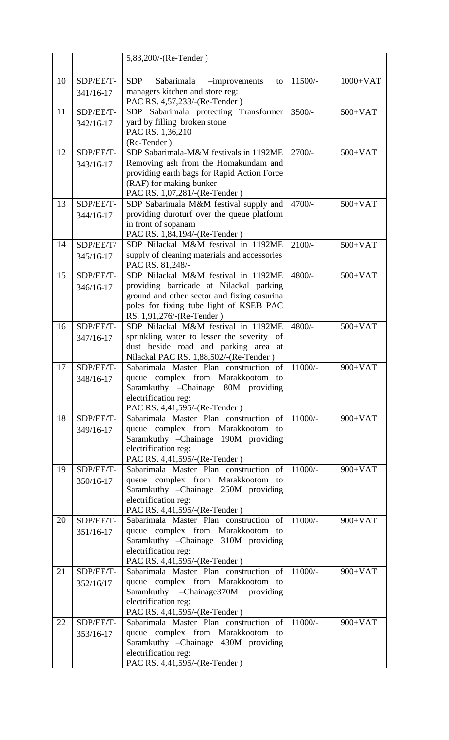|  |  | 5,83,200/-(Re-Tender ) |  |  |
|---|---|---|---|---|
| 10 | SDP/EE/T-341/16-17 | SDP Sabarimala –improvements to managers kitchen and store reg: PAC RS. 4,57,233/-(Re-Tender ) | 11500/- | 1000+VAT |
| 11 | SDP/EE/T-342/16-17 | SDP Sabarimala protecting Transformer yard by filling broken stone PAC RS. 1,36,210 (Re-Tender ) | 3500/- | 500+VAT |
| 12 | SDP/EE/T-343/16-17 | SDP Sabarimala-M&M festivals in 1192ME Removing ash from the Homakundam and providing earth bags for Rapid Action Force (RAF) for making bunker PAC RS. 1,07,281/-(Re-Tender ) | 2700/- | 500+VAT |
| 13 | SDP/EE/T-344/16-17 | SDP Sabarimala M&M festival supply and providing duroturf over the queue platform in front of sopanam PAC RS. 1,84,194/-(Re-Tender ) | 4700/- | 500+VAT |
| 14 | SDP/EE/T/345/16-17 | SDP Nilackal M&M festival in 1192ME supply of cleaning materials and accessories PAC RS. 81,248/- | 2100/- | 500+VAT |
| 15 | SDP/EE/T-346/16-17 | SDP Nilackal M&M festival in 1192ME providing barricade at Nilackal parking ground and other sector and fixing casurina poles for fixing tube light of KSEB PAC RS. 1,91,276/-(Re-Tender ) | 4800/- | 500+VAT |
| 16 | SDP/EE/T-347/16-17 | SDP Nilackal M&M festival in 1192ME sprinkling water to lesser the severity of dust beside road and parking area at Nilackal PAC RS. 1,88,502/-(Re-Tender ) | 4800/- | 500+VAT |
| 17 | SDP/EE/T-348/16-17 | Sabarimala Master Plan construction of queue complex from Marakkootom to Saramkuthy –Chainage 80M providing electrification reg: PAC RS. 4,41,595/-(Re-Tender ) | 11000/- | 900+VAT |
| 18 | SDP/EE/T-349/16-17 | Sabarimala Master Plan construction of queue complex from Marakkootom to Saramkuthy –Chainage 190M providing electrification reg: PAC RS. 4,41,595/-(Re-Tender ) | 11000/- | 900+VAT |
| 19 | SDP/EE/T-350/16-17 | Sabarimala Master Plan construction of queue complex from Marakkootom to Saramkuthy –Chainage 250M providing electrification reg: PAC RS. 4,41,595/-(Re-Tender ) | 11000/- | 900+VAT |
| 20 | SDP/EE/T-351/16-17 | Sabarimala Master Plan construction of queue complex from Marakkootom to Saramkuthy –Chainage 310M providing electrification reg: PAC RS. 4,41,595/-(Re-Tender ) | 11000/- | 900+VAT |
| 21 | SDP/EE/T-352/16/17 | Sabarimala Master Plan construction of queue complex from Marakkootom to Saramkuthy –Chainage370M providing electrification reg: PAC RS. 4,41,595/-(Re-Tender ) | 11000/- | 900+VAT |
| 22 | SDP/EE/T-353/16-17 | Sabarimala Master Plan construction of queue complex from Marakkootom to Saramkuthy –Chainage 430M providing electrification reg: PAC RS. 4,41,595/-(Re-Tender ) | 11000/- | 900+VAT |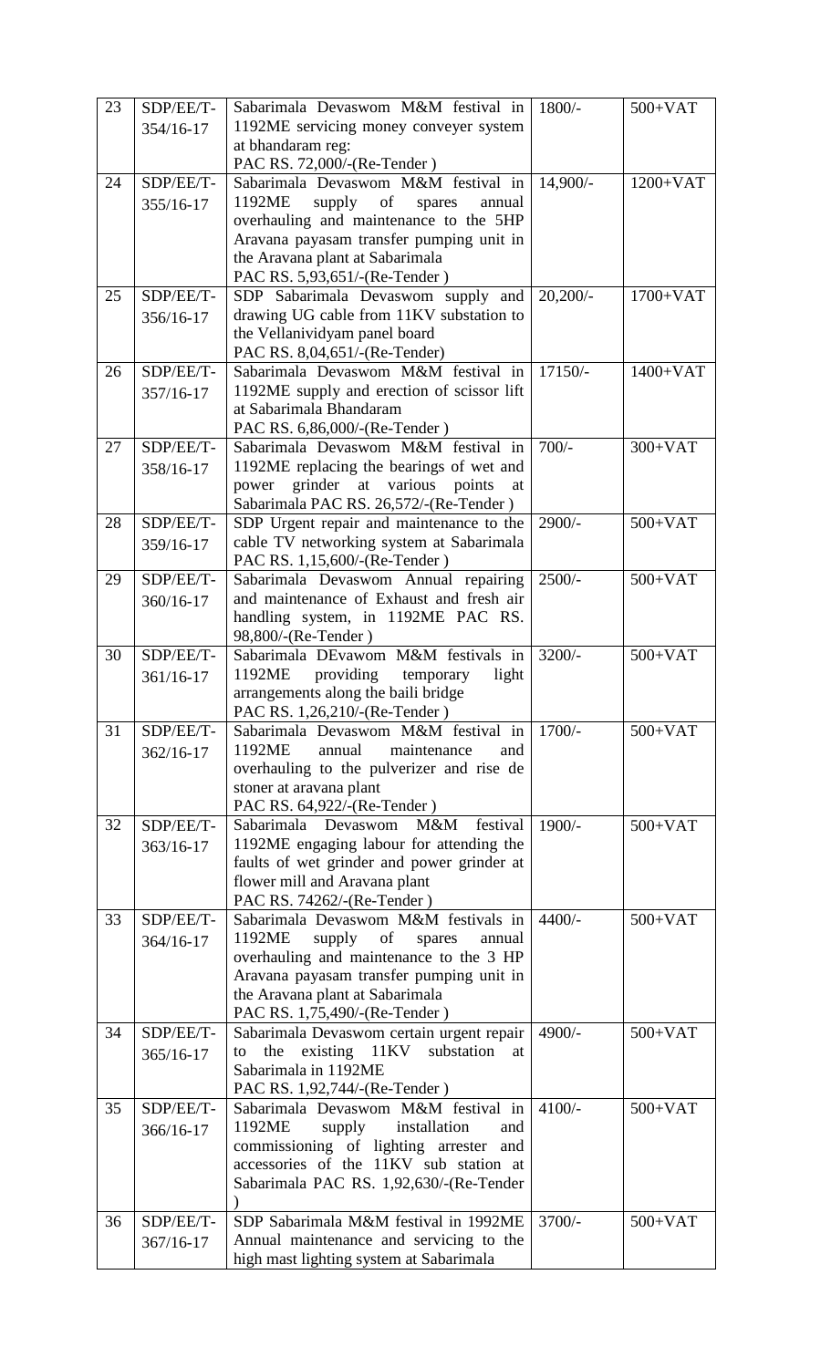| 23 | SDP/EE/T-354/16-17 | Sabarimala Devaswom M&M festival in 1192ME servicing money conveyer system at bhandaram reg: PAC RS. 72,000/-(Re-Tender ) | 1800/- | 500+VAT |
|---|---|---|---|---|
| 24 | SDP/EE/T-355/16-17 | Sabarimala Devaswom M&M festival in 1192ME supply of spares annual overhauling and maintenance to the 5HP Aravana payasam transfer pumping unit in the Aravana plant at Sabarimala PAC RS. 5,93,651/-(Re-Tender ) | 14,900/- | 1200+VAT |
| 25 | SDP/EE/T-356/16-17 | SDP Sabarimala Devaswom supply and drawing UG cable from 11KV substation to the Vellanividyam panel board PAC RS. 8,04,651/-(Re-Tender) | 20,200/- | 1700+VAT |
| 26 | SDP/EE/T-357/16-17 | Sabarimala Devaswom M&M festival in 1192ME supply and erection of scissor lift at Sabarimala Bhandaram PAC RS. 6,86,000/-(Re-Tender ) | 17150/- | 1400+VAT |
| 27 | SDP/EE/T-358/16-17 | Sabarimala Devaswom M&M festival in 1192ME replacing the bearings of wet and power grinder at various points at Sabarimala PAC RS. 26,572/-(Re-Tender ) | 700/- | 300+VAT |
| 28 | SDP/EE/T-359/16-17 | SDP Urgent repair and maintenance to the cable TV networking system at Sabarimala PAC RS. 1,15,600/-(Re-Tender ) | 2900/- | 500+VAT |
| 29 | SDP/EE/T-360/16-17 | Sabarimala Devaswom Annual repairing and maintenance of Exhaust and fresh air handling system, in 1192ME PAC RS. 98,800/-(Re-Tender ) | 2500/- | 500+VAT |
| 30 | SDP/EE/T-361/16-17 | Sabarimala DEvawom M&M festivals in 1192ME providing temporary light arrangements along the baili bridge PAC RS. 1,26,210/-(Re-Tender ) | 3200/- | 500+VAT |
| 31 | SDP/EE/T-362/16-17 | Sabarimala Devaswom M&M festival in 1192ME annual maintenance and overhauling to the pulverizer and rise de stoner at aravana plant PAC RS. 64,922/-(Re-Tender ) | 1700/- | 500+VAT |
| 32 | SDP/EE/T-363/16-17 | Sabarimala Devaswom M&M festival 1192ME engaging labour for attending the faults of wet grinder and power grinder at flower mill and Aravana plant PAC RS. 74262/-(Re-Tender ) | 1900/- | 500+VAT |
| 33 | SDP/EE/T-364/16-17 | Sabarimala Devaswom M&M festivals in 1192ME supply of spares annual overhauling and maintenance to the 3 HP Aravana payasam transfer pumping unit in the Aravana plant at Sabarimala PAC RS. 1,75,490/-(Re-Tender ) | 4400/- | 500+VAT |
| 34 | SDP/EE/T-365/16-17 | Sabarimala Devaswom certain urgent repair to the existing 11KV substation at Sabarimala in 1192ME PAC RS. 1,92,744/-(Re-Tender ) | 4900/- | 500+VAT |
| 35 | SDP/EE/T-366/16-17 | Sabarimala Devaswom M&M festival in 1192ME supply installation and commissioning of lighting arrester and accessories of the 11KV sub station at Sabarimala PAC RS. 1,92,630/-(Re-Tender ) | 4100/- | 500+VAT |
| 36 | SDP/EE/T-367/16-17 | SDP Sabarimala M&M festival in 1992ME Annual maintenance and servicing to the high mast lighting system at Sabarimala | 3700/- | 500+VAT |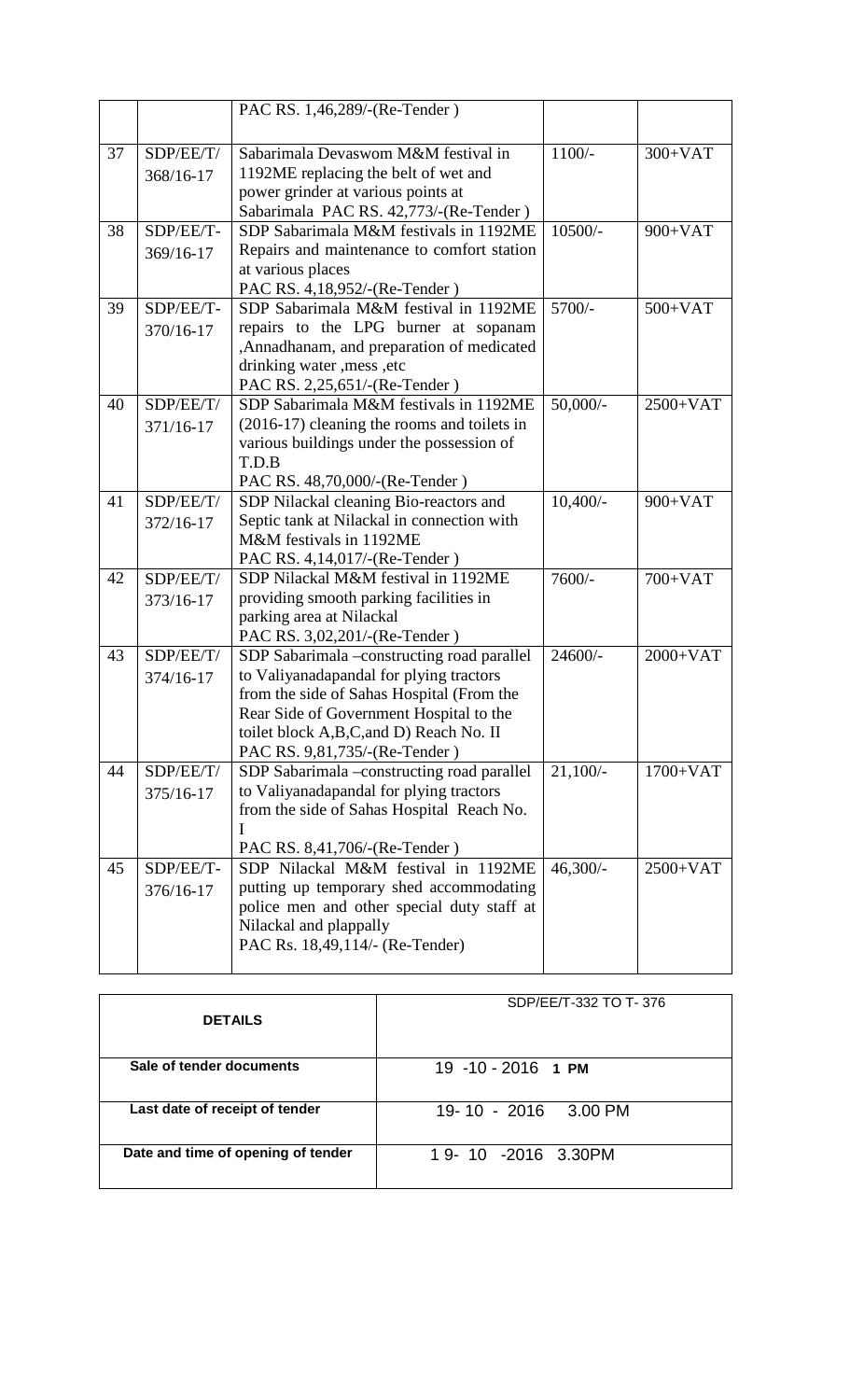| | | | | |
|---|---|---|---|---|
| | | PAC RS. 1,46,289/-(Re-Tender ) | | |
| 37 | SDP/EE/T/ 368/16-17 | Sabarimala Devaswom M&M festival in 1192ME replacing the belt of wet and power grinder at various points at Sabarimala PAC RS. 42,773/-(Re-Tender ) | 1100/- | 300+VAT |
| 38 | SDP/EE/T- 369/16-17 | SDP Sabarimala M&M festivals in 1192ME Repairs and maintenance to comfort station at various places PAC RS. 4,18,952/-(Re-Tender ) | 10500/- | 900+VAT |
| 39 | SDP/EE/T- 370/16-17 | SDP Sabarimala M&M festival in 1192ME repairs to the LPG burner at sopanam ,Annadhanam, and preparation of medicated drinking water ,mess ,etc PAC RS. 2,25,651/-(Re-Tender ) | 5700/- | 500+VAT |
| 40 | SDP/EE/T/ 371/16-17 | SDP Sabarimala M&M festivals in 1192ME (2016-17) cleaning the rooms and toilets in various buildings under the possession of T.D.B PAC RS. 48,70,000/-(Re-Tender ) | 50,000/- | 2500+VAT |
| 41 | SDP/EE/T/ 372/16-17 | SDP Nilackal cleaning Bio-reactors and Septic tank at Nilackal in connection with M&M festivals in 1192ME PAC RS. 4,14,017/-(Re-Tender ) | 10,400/- | 900+VAT |
| 42 | SDP/EE/T/ 373/16-17 | SDP Nilackal M&M festival in 1192ME providing smooth parking facilities in parking area at Nilackal PAC RS. 3,02,201/-(Re-Tender ) | 7600/- | 700+VAT |
| 43 | SDP/EE/T/ 374/16-17 | SDP Sabarimala –constructing road parallel to Valiyanadapandal for plying tractors from the side of Sahas Hospital (From the Rear Side of Government Hospital to the toilet block A,B,C,and D) Reach No. II PAC RS. 9,81,735/-(Re-Tender ) | 24600/- | 2000+VAT |
| 44 | SDP/EE/T/ 375/16-17 | SDP Sabarimala –constructing road parallel to Valiyanadapandal for plying tractors from the side of Sahas Hospital Reach No. I PAC RS. 8,41,706/-(Re-Tender ) | 21,100/- | 1700+VAT |
| 45 | SDP/EE/T- 376/16-17 | SDP Nilackal M&M festival in 1192ME putting up temporary shed accommodating police men and other special duty staff at Nilackal and plappally PAC Rs. 18,49,114/- (Re-Tender) | 46,300/- | 2500+VAT |

| **DETAILS** | SDP/EE/T-332 TO T- 376 |
|---|---|
| **Sale of tender documents** | 19 -10 - 2016 **1 PM** |
| **Last date of receipt of tender** | 19- 10 - 2016 3.00 PM |
| **Date and time of opening of tender** | 1 9- 10 -2016 3.30PM |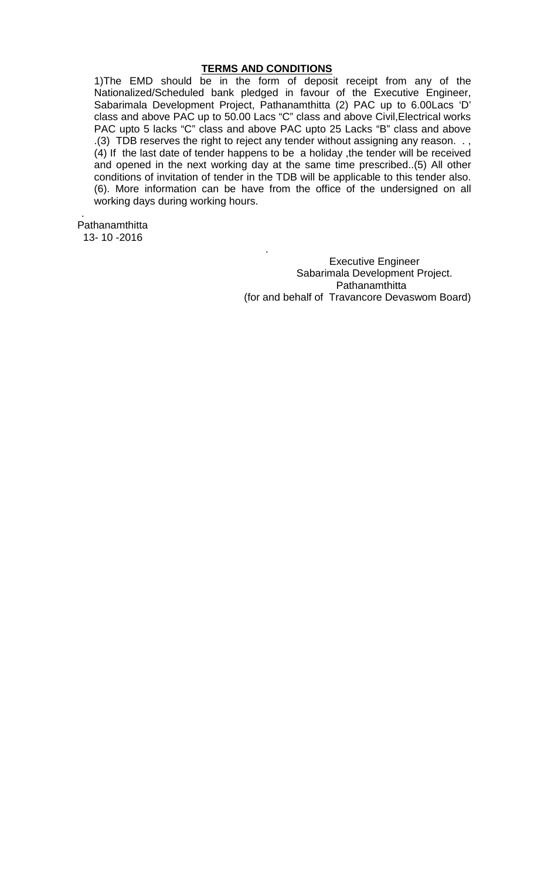**TERMS AND CONDITIONS**

1)The EMD should be in the form of deposit receipt from any of the Nationalized/Scheduled bank pledged in favour of the Executive Engineer, Sabarimala Development Project, Pathanamthitta (2) PAC up to 6.00Lacs 'D' class and above PAC up to 50.00 Lacs "C" class and above Civil,Electrical works PAC upto 5 lacks "C" class and above PAC upto 25 Lacks "B" class and above .(3) TDB reserves the right to reject any tender without assigning any reason. . , (4) If the last date of tender happens to be a holiday ,the tender will be received and opened in the next working day at the same time prescribed..(5) All other conditions of invitation of tender in the TDB will be applicable to this tender also. (6). More information can be have from the office of the undersigned on all working days during working hours.

.
Pathanamthitta
13- 10 -2016

.

Executive Engineer
Sabarimala Development Project.
Pathanamthitta
(for and behalf of Travancore Devaswom Board)